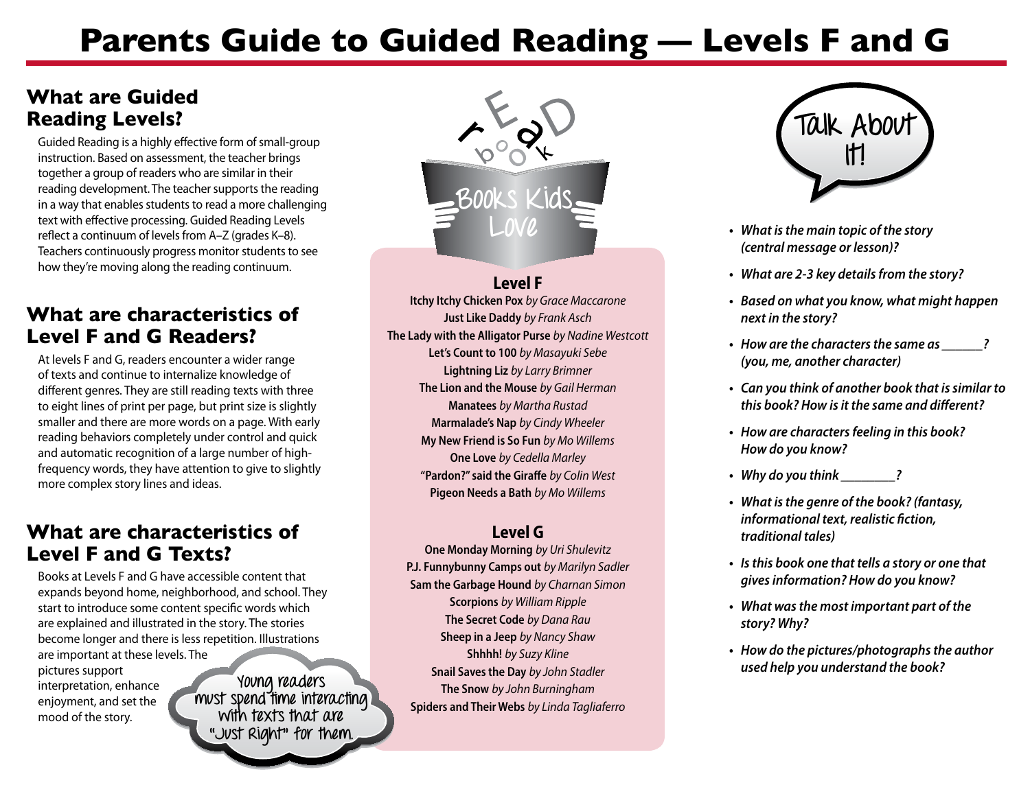# Parents Guide to Guided Reading — Levels F and G

## What are Guided Reading Levels?

Guided Reading is a highly effective form of small-group instruction. Based on assessment, the teacher brings together a group of readers who are similar in their reading development. The teacher supports the reading in a way that enables students to read a more challenging text with effective processing. Guided Reading Levels reflect a continuum of levels from A–Z (grades K–8). Teachers continuously progress monitor students to see how they're moving along the reading continuum.

## What are characteristics of Level F and G Readers?

At levels F and G, readers encounter a wider range of texts and continue to internalize knowledge of different genres. They are still reading texts with three to eight lines of print per page, but print size is slightly smaller and there are more words on a page. With early reading behaviors completely under control and quick and automatic recognition of a large number of high-frequency words, they have attention to give to slightly more complex story lines and ideas.

## What are characteristics of Level F and G Texts?

Books at Levels F and G have accessible content that expands beyond home, neighborhood, and school. They start to introduce some content specific words which are explained and illustrated in the story. The stories become longer and there is less repetition. Illustrations are important at these levels. The pictures support interpretation, enhance enjoyment, and set the mood of the story.

Young readers must spend time interacting with texts that are "Just Right" for them.

## Books Kids Love

### Level F

**Itchy Itchy Chicken Pox** *by Grace Maccarone*
**Just Like Daddy** *by Frank Asch*
**The Lady with the Alligator Purse** *by Nadine Westcott*
**Let's Count to 100** *by Masayuki Sebe*
**Lightning Liz** *by Larry Brimner*
**The Lion and the Mouse** *by Gail Herman*
**Manatees** *by Martha Rustad*
**Marmalade's Nap** *by Cindy Wheeler*
**My New Friend is So Fun** *by Mo Willems*
**One Love** *by Cedella Marley*
**"Pardon?" said the Giraffe** *by Colin West*
**Pigeon Needs a Bath** *by Mo Willems*

### Level G

**One Monday Morning** *by Uri Shulevitz*
**P.J. Funnybunny Camps out** *by Marilyn Sadler*
**Sam the Garbage Hound** *by Charnan Simon*
**Scorpions** *by William Ripple*
**The Secret Code** *by Dana Rau*
**Sheep in a Jeep** *by Nancy Shaw*
**Shhhh!** *by Suzy Kline*
**Snail Saves the Day** *by John Stadler*
**The Snow** *by John Burningham*
**Spiders and Their Webs** *by Linda Tagliaferro*

## Talk About It!

- ***What is the main topic of the story (central message or lesson)?***
- ***What are 2-3 key details from the story?***
- ***Based on what you know, what might happen next in the story?***
- ***How are the characters the same as ______? (you, me, another character)***
- ***Can you think of another book that is similar to this book? How is it the same and different?***
- ***How are characters feeling in this book? How do you know?***
- ***Why do you think ________?***
- ***What is the genre of the book? (fantasy, informational text, realistic fiction, traditional tales)***
- ***Is this book one that tells a story or one that gives information? How do you know?***
- ***What was the most important part of the story? Why?***
- ***How do the pictures/photographs the author used help you understand the book?***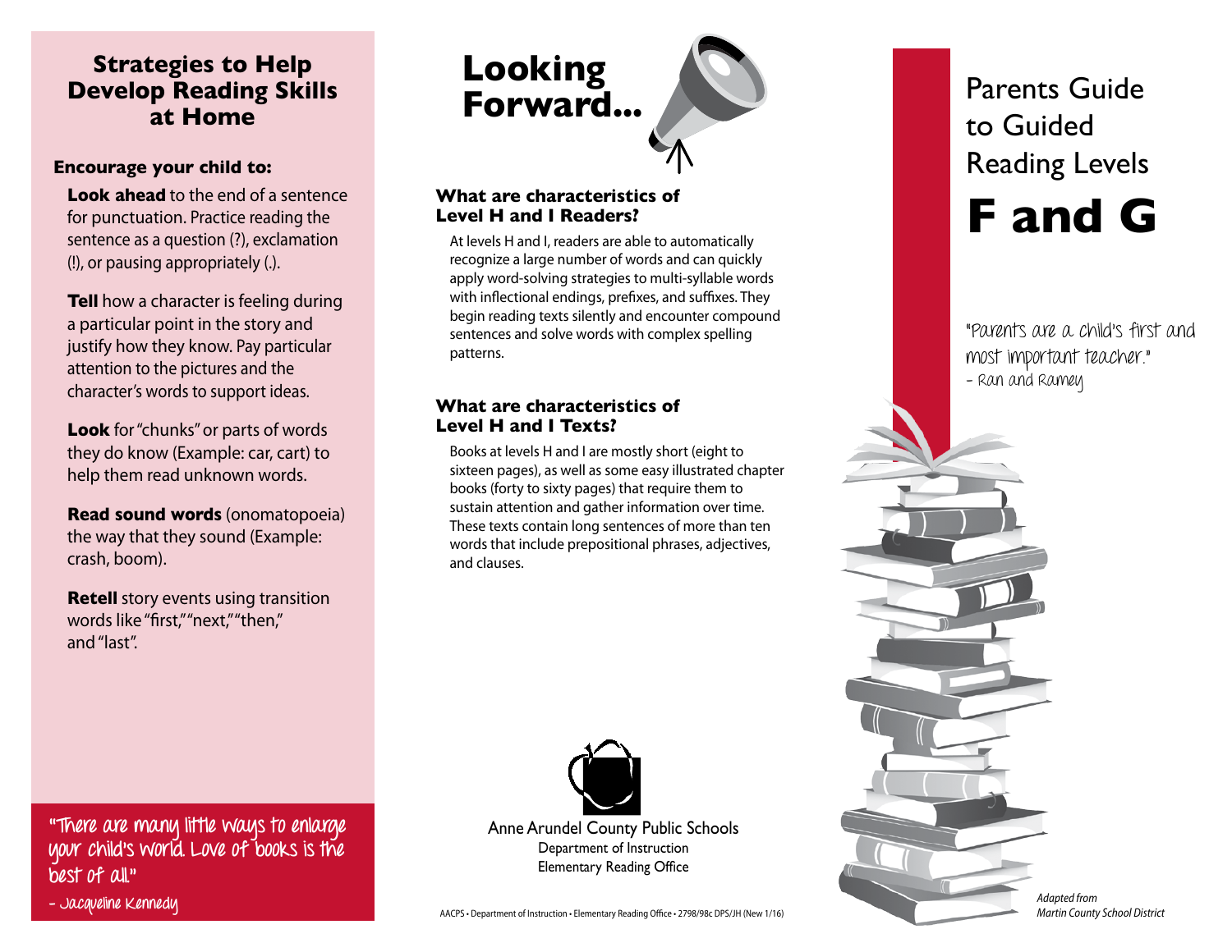## Strategies to Help Develop Reading Skills at Home

**Encourage your child to:**

**Look ahead** to the end of a sentence for punctuation. Practice reading the sentence as a question (?), exclamation (!), or pausing appropriately (.).

**Tell** how a character is feeling during a particular point in the story and justify how they know. Pay particular attention to the pictures and the character's words to support ideas.

**Look** for "chunks" or parts of words they do know (Example: car, cart) to help them read unknown words.

**Read sound words** (onomatopoeia) the way that they sound (Example: crash, boom).

**Retell** story events using transition words like "first," "next," "then," and "last".

"There are many little ways to enlarge your child's world. Love of books is the best of all."
– Jacqueline Kennedy

## Looking Forward...

### What are characteristics of Level H and I Readers?

At levels H and I, readers are able to automatically recognize a large number of words and can quickly apply word-solving strategies to multi-syllable words with inflectional endings, prefixes, and suffixes. They begin reading texts silently and encounter compound sentences and solve words with complex spelling patterns.

### What are characteristics of Level H and I Texts?

Books at levels H and I are mostly short (eight to sixteen pages), as well as some easy illustrated chapter books (forty to sixty pages) that require them to sustain attention and gather information over time. These texts contain long sentences of more than ten words that include prepositional phrases, adjectives, and clauses.

Anne Arundel County Public Schools
Department of Instruction
Elementary Reading Office

AACPS • Department of Instruction • Elementary Reading Office • 2798/98c DPS/JH (New 1/16)

# Parents Guide to Guided Reading Levels

# F and G

"Parents are a child's first and most important teacher."
– Ran and Ramey

*Adapted from Martin County School District*